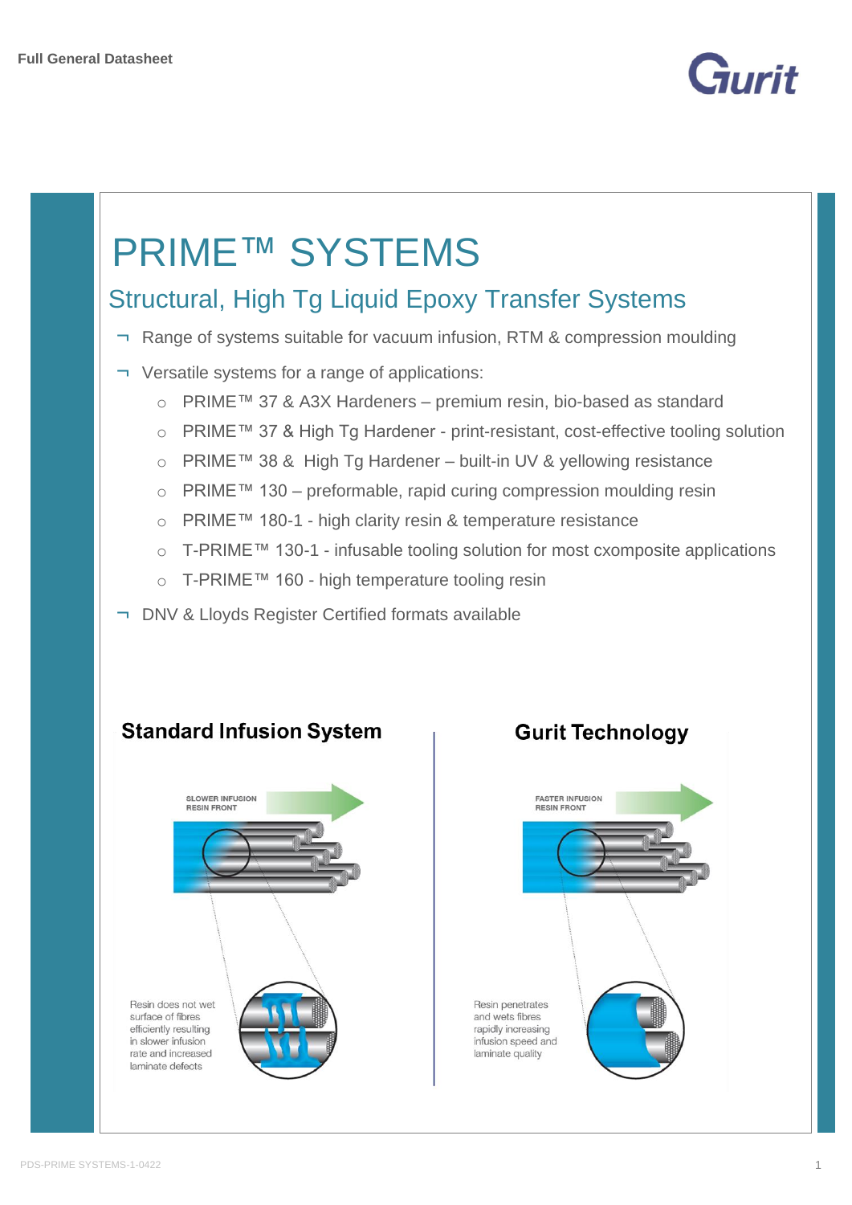Full General Datasheet

# PRIME™ SYSTEMS

## Structural, High Tg Liquid Epoxy Transfer Systems

- Range of systems suitable for vacuum infusion, RTM & compression moulding
- Versatile systems for a range of applications:
  - PRIME™ 37 & A3X Hardeners – premium resin, bio-based as standard
  - PRIME™ 37 & High Tg Hardener - print-resistant, cost-effective tooling solution
  - PRIME™ 38 & High Tg Hardener – built-in UV & yellowing resistance
  - PRIME™ 130 – preformable, rapid curing compression moulding resin
  - PRIME™ 180-1 - high clarity resin & temperature resistance
  - T-PRIME™ 130-1 - infusable tooling solution for most cxomposite applications
  - T-PRIME™ 160 - high temperature tooling resin
- DNV & Lloyds Register Certified formats available

### Standard Infusion System

SLOWER INFUSION RESIN FRONT

Resin does not wet surface of fibres efficiently resulting in slower infusion rate and increased laminate defects

### Gurit Technology

FASTER INFUSION RESIN FRONT

Resin penetrates and wets fibres rapidly increasing infusion speed and laminate quality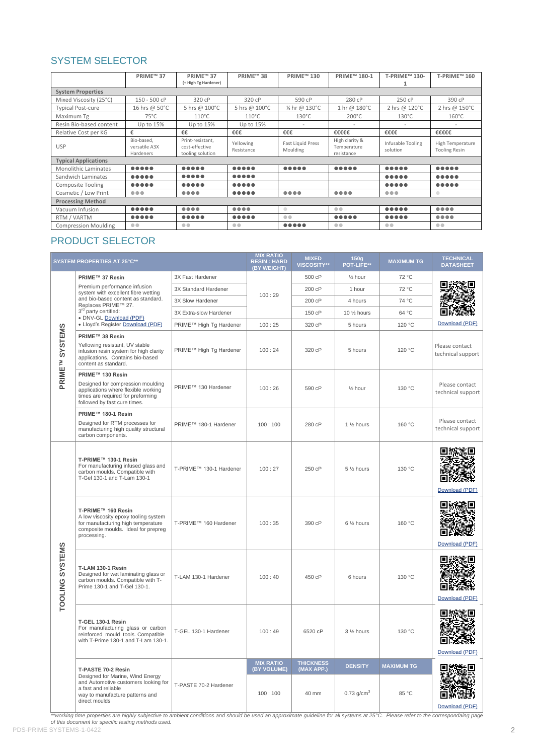## SYSTEM SELECTOR

| | PRIME™ 37 | PRIME™ 37 (+ High Tg Hardener) | PRIME™ 38 | PRIME™ 130 | PRIME™ 180-1 | T-PRIME™ 130-1 | T-PRIME™ 160 |
|---|---|---|---|---|---|---|---|
| **System Properties** | | | | | | | |
| Mixed Viscosity (25°C) | 150 - 500 cP | 320 cP | 320 cP | 590 cP | 280 cP | 250 cP | 390 cP |
| Typical Post-cure | 16 hrs @ 50°C | 5 hrs @ 100°C | 5 hrs @ 100°C | ¼ hr @ 130°C | 1 hr @ 180°C | 2 hrs @ 120°C | 2 hrs @ 150°C |
| Maximum Tg | 75°C | 110°C | 110°C | 130°C | 200°C | 130°C | 160°C |
| Resin Bio-based content | Up to 15% | Up to 15% | Up to 15% | - | - | - | - |
| Relative Cost per KG | € | €€ | €€€ | €€€ | €€€€€ | €€€€ | €€€€€ |
| USP | Bio-based, versatile A3X Hardeners | Print-resistant, cost-effective tooling solution | Yellowing Resistance | Fast Liquid Press Moulding | High clarity & Temperature resistance | Infusable Tooling solution | High Temperature Tooling Resin |
| **Typical Applications** | | | | | | | |
| Monolithic Laminates | ●●●●● | ●●●●● | ●●●●● | ●●●●● | ●●●●● | ●●●●● | ●●●●● |
| Sandwich Laminates | ●●●●● | ●●●●● | ●●●●● | | | ●●●●● | ●●●●● |
| Composite Tooling | ●●●●● | ●●●●● | ●●●●● | | | ●●●●● | ●●●●● |
| Cosmetic / Low Print | ●●● | ●●●● | ●●●●● | ●●●● | ●●●● | ●●● | ● |
| **Processing Method** | | | | | | | |
| Vacuum Infusion | ●●●●● | ●●●● | ●●●● | ● | ●● | ●●●●● | ●●●● |
| RTM / VARTM | ●●●●● | ●●●●● | ●●●●● | ●● | ●●●●● | ●●●●● | ●●●● |
| Compression Moulding | ●● | ●● | ●● | ●●●●● | ●● | ●● | ●● |

## PRODUCT SELECTOR

| | SYSTEM PROPERTIES AT 25°C** | | MIX RATIO RESIN : HARD (BY WEIGHT) | MIXED VISCOSITY** | 150g POT-LIFE** | MAXIMUM TG | TECHNICAL DATASHEET |
|---|---|---|---|---|---|---|---|
| PRIME™ SYSTEMS | **PRIME™ 37 Resin** Premium performance infusion system with excellent fibre wetting and bio-based content as standard. Replaces PRIME™ 27. 3rd party certified: • DNV-GL Download (PDF) • Lloyd's Register Download (PDF) | 3X Fast Hardener | 100 : 29 | 500 cP | ½ hour | 72 °C | Download (PDF) |
| | | 3X Standard Hardener | | 200 cP | 1 hour | 72 °C | |
| | | 3X Slow Hardener | | 200 cP | 4 hours | 74 °C | |
| | | 3X Extra-slow Hardener | | 150 cP | 10 ½ hours | 64 °C | |
| | | PRIME™ High Tg Hardener | 100 : 25 | 320 cP | 5 hours | 120 °C | |
| | **PRIME™ 38 Resin** Yellowing resistant, UV stable infusion resin system for high clarity applications. Contains bio-based content as standard. | PRIME™ High Tg Hardener | 100 : 24 | 320 cP | 5 hours | 120 °C | Please contact technical support |
| | **PRIME™ 130 Resin** Designed for compression moulding applications where flexible working times are required for preforming followed by fast cure times. | PRIME™ 130 Hardener | 100 : 26 | 590 cP | ½ hour | 130 °C | Please contact technical support |
| | **PRIME™ 180-1 Resin** Designed for RTM processes for manufacturing high quality structural carbon components. | PRIME™ 180-1 Hardener | 100 : 100 | 280 cP | 1 ½ hours | 160 °C | Please contact technical support |
| TOOLING SYSTEMS | **T-PRIME™ 130-1 Resin** For manufacturing infused glass and carbon moulds. Compatible with T-Gel 130-1 and T-Lam 130-1 | T-PRIME™ 130-1 Hardener | 100 : 27 | 250 cP | 5 ½ hours | 130 °C | Download (PDF) |
| | **T-PRIME™ 160 Resin** A low viscosity epoxy tooling system for manufacturing high temperature composite moulds. Ideal for prepreg processing. | T-PRIME™ 160 Hardener | 100 : 35 | 390 cP | 6 ½ hours | 160 °C | Download (PDF) |
| | **T-LAM 130-1 Resin** Designed for wet laminating glass or carbon moulds. Compatible with T-Prime 130-1 and T-Gel 130-1. | T-LAM 130-1 Hardener | 100 : 40 | 450 cP | 6 hours | 130 °C | Download (PDF) |
| | **T-GEL 130-1 Resin** For manufacturing glass or carbon reinforced mould tools. Compatible with T-Prime 130-1 and T-Lam 130-1. | T-GEL 130-1 Hardener | 100 : 49 | 6520 cP | 3 ½ hours | 130 °C | Download (PDF) |
| | | | **MIX RATIO (BY VOLUME)** | **THICKNESS (MAX APP.)** | **DENSITY** | **MAXIMUM TG** | |
| | **T-PASTE 70-2 Resin** Designed for Marine, Wind Energy and Automotive customers looking for a fast and reliable way to manufacture patterns and direct moulds | T-PASTE 70-2 Hardener | 100 : 100 | 40 mm | 0.73 g/cm$^3$ | 85 °C | Download (PDF) |

*\*\*working time properties are highly subjective to ambient conditions and should be used an approximate guideline for all systems at 25°C. Please refer to the correspondaing page of this document for specific testing methods used.*

PDS-PRIME SYSTEMS-1-0422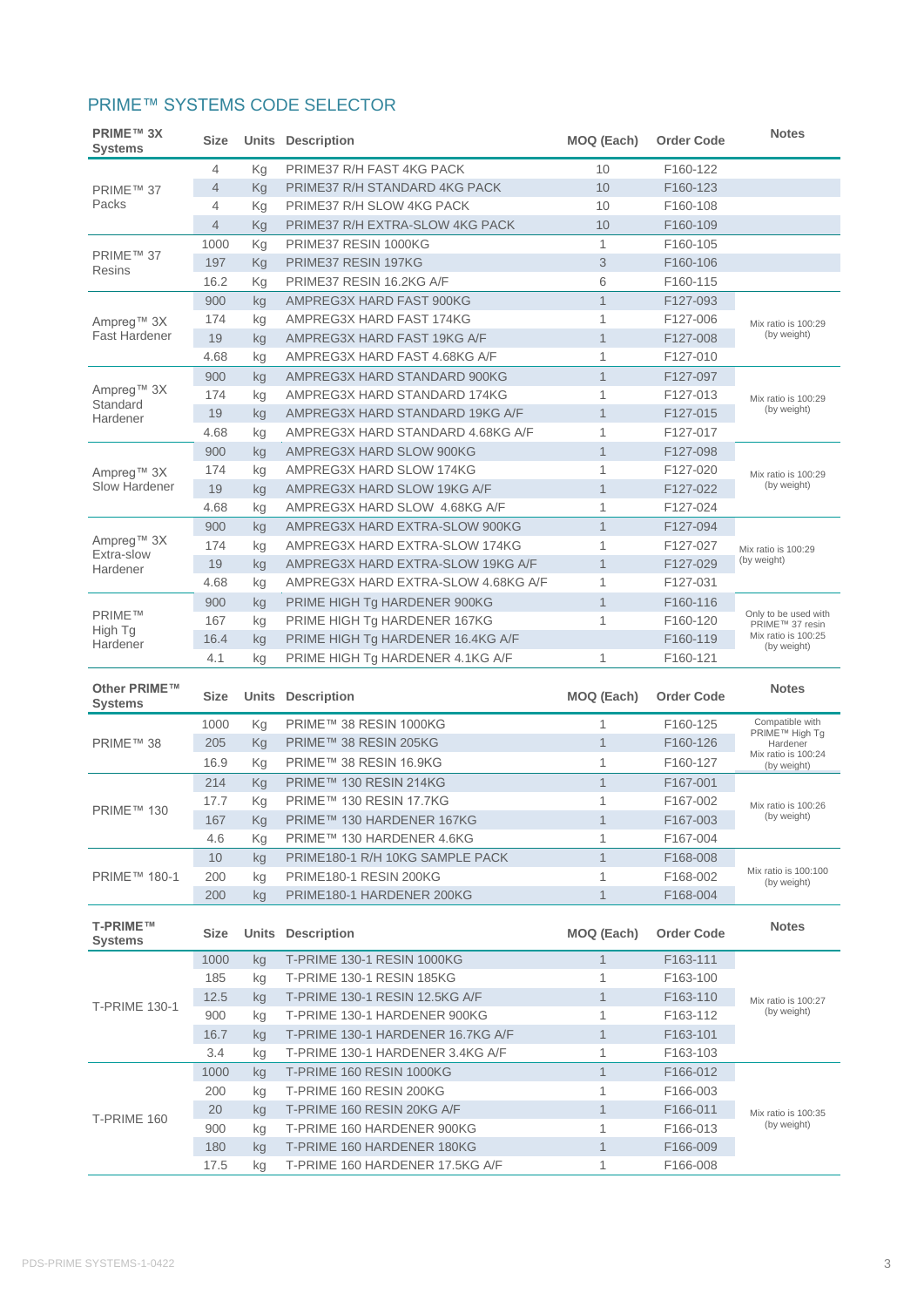## PRIME™ SYSTEMS CODE SELECTOR

| PRIME™ 3X Systems | Size | Units | Description | MOQ (Each) | Order Code | Notes |
|---|---|---|---|---|---|---|
| PRIME™ 37 Packs | 4 | Kg | PRIME37 R/H FAST 4KG PACK | 10 | F160-122 | |
| | 4 | Kg | PRIME37 R/H STANDARD 4KG PACK | 10 | F160-123 | |
| | 4 | Kg | PRIME37 R/H SLOW 4KG PACK | 10 | F160-108 | |
| | 4 | Kg | PRIME37 R/H EXTRA-SLOW 4KG PACK | 10 | F160-109 | |
| PRIME™ 37 Resins | 1000 | Kg | PRIME37 RESIN 1000KG | 1 | F160-105 | |
| | 197 | Kg | PRIME37 RESIN 197KG | 3 | F160-106 | |
| | 16.2 | Kg | PRIME37 RESIN 16.2KG A/F | 6 | F160-115 | |
| Ampreg™ 3X Fast Hardener | 900 | kg | AMPREG3X HARD FAST 900KG | 1 | F127-093 | Mix ratio is 100:29 (by weight) |
| | 174 | kg | AMPREG3X HARD FAST 174KG | 1 | F127-006 | |
| | 19 | kg | AMPREG3X HARD FAST 19KG A/F | 1 | F127-008 | |
| | 4.68 | kg | AMPREG3X HARD FAST 4.68KG A/F | 1 | F127-010 | |
| Ampreg™ 3X Standard Hardener | 900 | kg | AMPREG3X HARD STANDARD 900KG | 1 | F127-097 | Mix ratio is 100:29 (by weight) |
| | 174 | kg | AMPREG3X HARD STANDARD 174KG | 1 | F127-013 | |
| | 19 | kg | AMPREG3X HARD STANDARD 19KG A/F | 1 | F127-015 | |
| | 4.68 | kg | AMPREG3X HARD STANDARD 4.68KG A/F | 1 | F127-017 | |
| Ampreg™ 3X Slow Hardener | 900 | kg | AMPREG3X HARD SLOW 900KG | 1 | F127-098 | Mix ratio is 100:29 (by weight) |
| | 174 | kg | AMPREG3X HARD SLOW 174KG | 1 | F127-020 | |
| | 19 | kg | AMPREG3X HARD SLOW 19KG A/F | 1 | F127-022 | |
| | 4.68 | kg | AMPREG3X HARD SLOW 4.68KG A/F | 1 | F127-024 | |
| Ampreg™ 3X Extra-slow Hardener | 900 | kg | AMPREG3X HARD EXTRA-SLOW 900KG | 1 | F127-094 | Mix ratio is 100:29 (by weight) |
| | 174 | kg | AMPREG3X HARD EXTRA-SLOW 174KG | 1 | F127-027 | |
| | 19 | kg | AMPREG3X HARD EXTRA-SLOW 19KG A/F | 1 | F127-029 | |
| | 4.68 | kg | AMPREG3X HARD EXTRA-SLOW 4.68KG A/F | 1 | F127-031 | |
| PRIME™ High Tg Hardener | 900 | kg | PRIME HIGH Tg HARDENER 900KG | 1 | F160-116 | Only to be used with PRIME™ 37 resin. Mix ratio is 100:25 (by weight) |
| | 167 | kg | PRIME HIGH Tg HARDENER 167KG | 1 | F160-120 | |
| | 16.4 | kg | PRIME HIGH Tg HARDENER 16.4KG A/F | | F160-119 | |
| | 4.1 | kg | PRIME HIGH Tg HARDENER 4.1KG A/F | 1 | F160-121 | |

| Other PRIME™ Systems | Size | Units | Description | MOQ (Each) | Order Code | Notes |
|---|---|---|---|---|---|---|
| PRIME™ 38 | 1000 | Kg | PRIME™ 38 RESIN 1000KG | 1 | F160-125 | Compatible with PRIME™ High Tg Hardener. Mix ratio is 100:24 (by weight) |
| | 205 | Kg | PRIME™ 38 RESIN 205KG | 1 | F160-126 | |
| | 16.9 | Kg | PRIME™ 38 RESIN 16.9KG | 1 | F160-127 | |
| PRIME™ 130 | 214 | Kg | PRIME™ 130 RESIN 214KG | 1 | F167-001 | Mix ratio is 100:26 (by weight) |
| | 17.7 | Kg | PRIME™ 130 RESIN 17.7KG | 1 | F167-002 | |
| | 167 | Kg | PRIME™ 130 HARDENER 167KG | 1 | F167-003 | |
| | 4.6 | Kg | PRIME™ 130 HARDENER 4.6KG | 1 | F167-004 | |
| PRIME™ 180-1 | 10 | kg | PRIME180-1 R/H 10KG SAMPLE PACK | 1 | F168-008 | Mix ratio is 100:100 (by weight) |
| | 200 | kg | PRIME180-1 RESIN 200KG | 1 | F168-002 | |
| | 200 | kg | PRIME180-1 HARDENER 200KG | 1 | F168-004 | |

| T-PRIME™ Systems | Size | Units | Description | MOQ (Each) | Order Code | Notes |
|---|---|---|---|---|---|---|
| T-PRIME 130-1 | 1000 | kg | T-PRIME 130-1 RESIN 1000KG | 1 | F163-111 | Mix ratio is 100:27 (by weight) |
| | 185 | kg | T-PRIME 130-1 RESIN 185KG | 1 | F163-100 | |
| | 12.5 | kg | T-PRIME 130-1 RESIN 12.5KG A/F | 1 | F163-110 | |
| | 900 | kg | T-PRIME 130-1 HARDENER 900KG | 1 | F163-112 | |
| | 16.7 | kg | T-PRIME 130-1 HARDENER 16.7KG A/F | 1 | F163-101 | |
| | 3.4 | kg | T-PRIME 130-1 HARDENER 3.4KG A/F | 1 | F163-103 | |
| T-PRIME 160 | 1000 | kg | T-PRIME 160 RESIN 1000KG | 1 | F166-012 | Mix ratio is 100:35 (by weight) |
| | 200 | kg | T-PRIME 160 RESIN 200KG | 1 | F166-003 | |
| | 20 | kg | T-PRIME 160 RESIN 20KG A/F | 1 | F166-011 | |
| | 900 | kg | T-PRIME 160 HARDENER 900KG | 1 | F166-013 | |
| | 180 | kg | T-PRIME 160 HARDENER 180KG | 1 | F166-009 | |
| | 17.5 | kg | T-PRIME 160 HARDENER 17.5KG A/F | 1 | F166-008 | |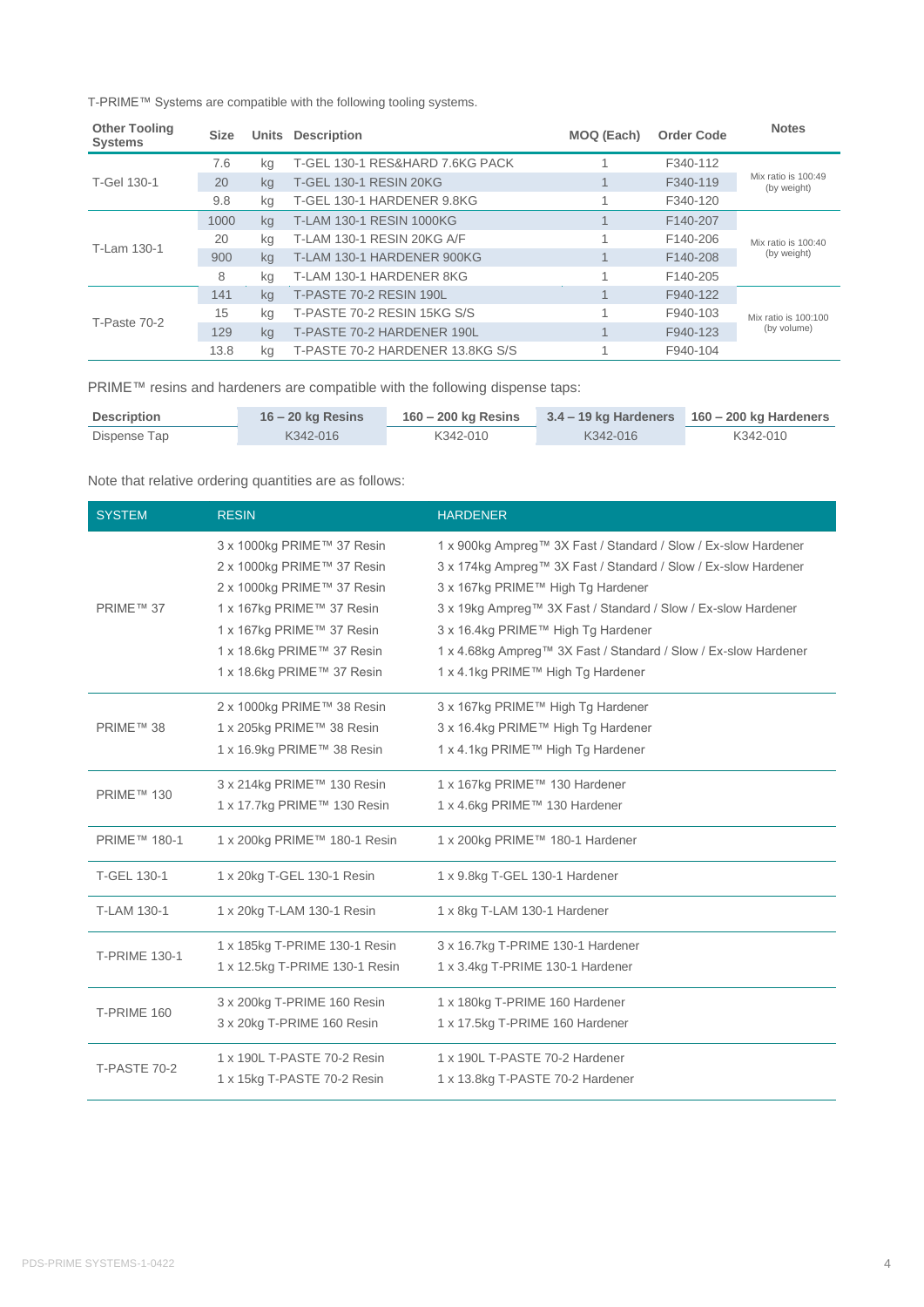T-PRIME™ Systems are compatible with the following tooling systems.

| Other Tooling Systems | Size | Units | Description | MOQ (Each) | Order Code | Notes |
|---|---|---|---|---|---|---|
| T-Gel 130-1 | 7.6 | kg | T-GEL 130-1 RES&HARD 7.6KG PACK | 1 | F340-112 | Mix ratio is 100:49 (by weight) |
| | 20 | kg | T-GEL 130-1 RESIN 20KG | 1 | F340-119 | |
| | 9.8 | kg | T-GEL 130-1 HARDENER 9.8KG | 1 | F340-120 | |
| T-Lam 130-1 | 1000 | kg | T-LAM 130-1 RESIN 1000KG | 1 | F140-207 | Mix ratio is 100:40 (by weight) |
| | 20 | kg | T-LAM 130-1 RESIN 20KG A/F | 1 | F140-206 | |
| | 900 | kg | T-LAM 130-1 HARDENER 900KG | 1 | F140-208 | |
| | 8 | kg | T-LAM 130-1 HARDENER 8KG | 1 | F140-205 | |
| T-Paste 70-2 | 141 | kg | T-PASTE 70-2 RESIN 190L | 1 | F940-122 | Mix ratio is 100:100 (by volume) |
| | 15 | kg | T-PASTE 70-2 RESIN 15KG S/S | 1 | F940-103 | |
| | 129 | kg | T-PASTE 70-2 HARDENER 190L | 1 | F940-123 | |
| | 13.8 | kg | T-PASTE 70-2 HARDENER 13.8KG S/S | 1 | F940-104 | |

PRIME™ resins and hardeners are compatible with the following dispense taps:

| Description | 16 – 20 kg Resins | 160 – 200 kg Resins | 3.4 – 19 kg Hardeners | 160 – 200 kg Hardeners |
|---|---|---|---|---|
| Dispense Tap | K342-016 | K342-010 | K342-016 | K342-010 |

Note that relative ordering quantities are as follows:

| SYSTEM | RESIN | HARDENER |
|---|---|---|
| PRIME™ 37 | 3 x 1000kg PRIME™ 37 Resin | 1 x 900kg Ampreg™ 3X Fast / Standard / Slow / Ex-slow Hardener |
| | 2 x 1000kg PRIME™ 37 Resin | 3 x 174kg Ampreg™ 3X Fast / Standard / Slow / Ex-slow Hardener |
| | 2 x 1000kg PRIME™ 37 Resin | 3 x 167kg PRIME™ High Tg Hardener |
| | 1 x 167kg PRIME™ 37 Resin | 3 x 19kg Ampreg™ 3X Fast / Standard / Slow / Ex-slow Hardener |
| | 1 x 167kg PRIME™ 37 Resin | 3 x 16.4kg PRIME™ High Tg Hardener |
| | 1 x 18.6kg PRIME™ 37 Resin | 1 x 4.68kg Ampreg™ 3X Fast / Standard / Slow / Ex-slow Hardener |
| | 1 x 18.6kg PRIME™ 37 Resin | 1 x 4.1kg PRIME™ High Tg Hardener |
| PRIME™ 38 | 2 x 1000kg PRIME™ 38 Resin | 3 x 167kg PRIME™ High Tg Hardener |
| | 1 x 205kg PRIME™ 38 Resin | 3 x 16.4kg PRIME™ High Tg Hardener |
| | 1 x 16.9kg PRIME™ 38 Resin | 1 x 4.1kg PRIME™ High Tg Hardener |
| PRIME™ 130 | 3 x 214kg PRIME™ 130 Resin | 1 x 167kg PRIME™ 130 Hardener |
| | 1 x 17.7kg PRIME™ 130 Resin | 1 x 4.6kg PRIME™ 130 Hardener |
| PRIME™ 180-1 | 1 x 200kg PRIME™ 180-1 Resin | 1 x 200kg PRIME™ 180-1 Hardener |
| T-GEL 130-1 | 1 x 20kg T-GEL 130-1 Resin | 1 x 9.8kg T-GEL 130-1 Hardener |
| T-LAM 130-1 | 1 x 20kg T-LAM 130-1 Resin | 1 x 8kg T-LAM 130-1 Hardener |
| T-PRIME 130-1 | 1 x 185kg T-PRIME 130-1 Resin | 3 x 16.7kg T-PRIME 130-1 Hardener |
| | 1 x 12.5kg T-PRIME 130-1 Resin | 1 x 3.4kg T-PRIME 130-1 Hardener |
| T-PRIME 160 | 3 x 200kg T-PRIME 160 Resin | 1 x 180kg T-PRIME 160 Hardener |
| | 3 x 20kg T-PRIME 160 Resin | 1 x 17.5kg T-PRIME 160 Hardener |
| T-PASTE 70-2 | 1 x 190L T-PASTE 70-2 Resin | 1 x 190L T-PASTE 70-2 Hardener |
| | 1 x 15kg T-PASTE 70-2 Resin | 1 x 13.8kg T-PASTE 70-2 Hardener |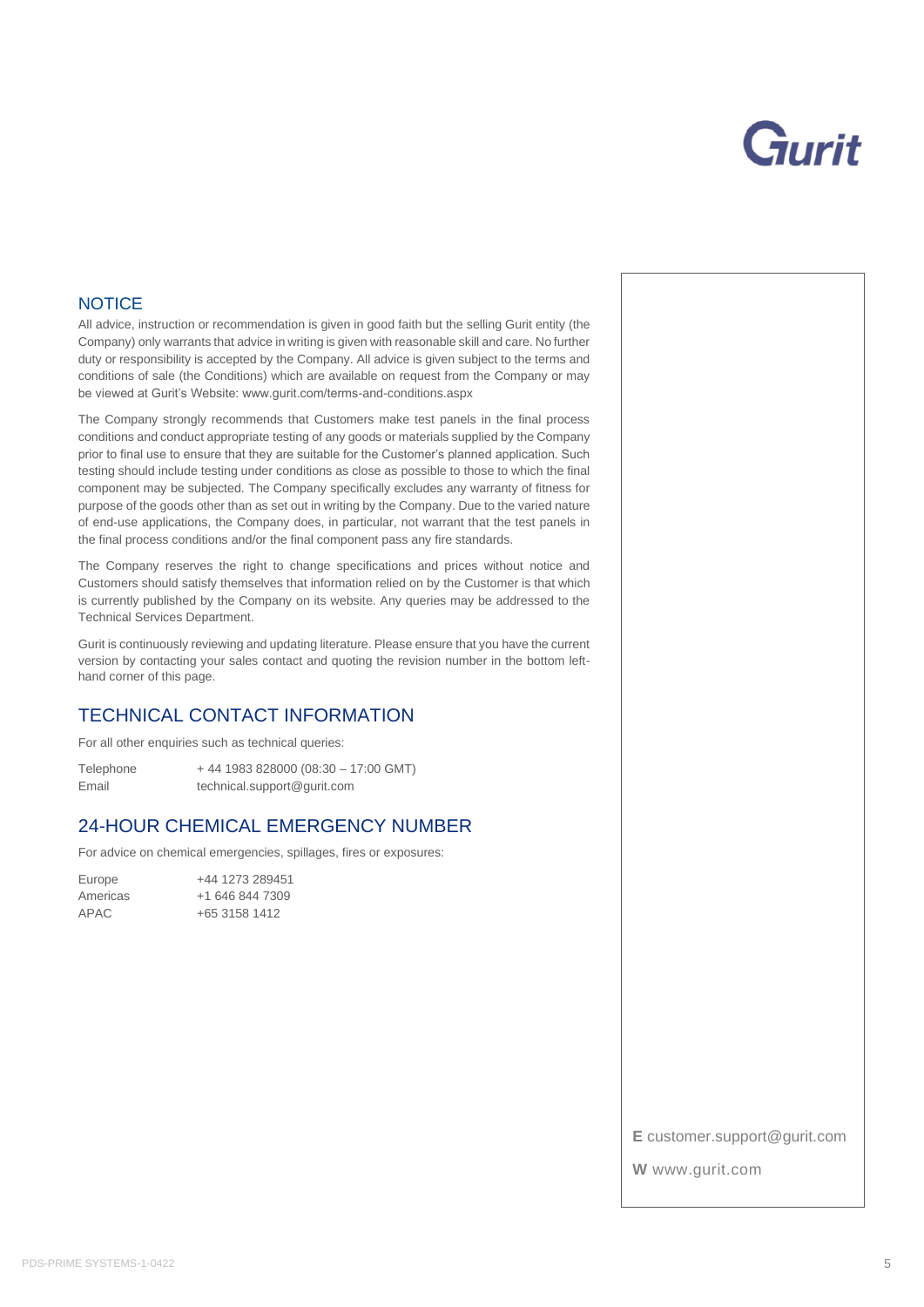## NOTICE

All advice, instruction or recommendation is given in good faith but the selling Gurit entity (the Company) only warrants that advice in writing is given with reasonable skill and care. No further duty or responsibility is accepted by the Company. All advice is given subject to the terms and conditions of sale (the Conditions) which are available on request from the Company or may be viewed at Gurit's Website: www.gurit.com/terms-and-conditions.aspx

The Company strongly recommends that Customers make test panels in the final process conditions and conduct appropriate testing of any goods or materials supplied by the Company prior to final use to ensure that they are suitable for the Customer's planned application. Such testing should include testing under conditions as close as possible to those to which the final component may be subjected. The Company specifically excludes any warranty of fitness for purpose of the goods other than as set out in writing by the Company. Due to the varied nature of end-use applications, the Company does, in particular, not warrant that the test panels in the final process conditions and/or the final component pass any fire standards.

The Company reserves the right to change specifications and prices without notice and Customers should satisfy themselves that information relied on by the Customer is that which is currently published by the Company on its website. Any queries may be addressed to the Technical Services Department.

Gurit is continuously reviewing and updating literature. Please ensure that you have the current version by contacting your sales contact and quoting the revision number in the bottom left-hand corner of this page.

## TECHNICAL CONTACT INFORMATION

For all other enquiries such as technical queries:

| | |
|---|---|
| Telephone | + 44 1983 828000 (08:30 – 17:00 GMT) |
| Email | technical.support@gurit.com |

## 24-HOUR CHEMICAL EMERGENCY NUMBER

For advice on chemical emergencies, spillages, fires or exposures:

| | |
|---|---|
| Europe | +44 1273 289451 |
| Americas | +1 646 844 7309 |
| APAC | +65 3158 1412 |

**E** customer.support@gurit.com

**W** www.gurit.com

PDS-PRIME SYSTEMS-1-0422